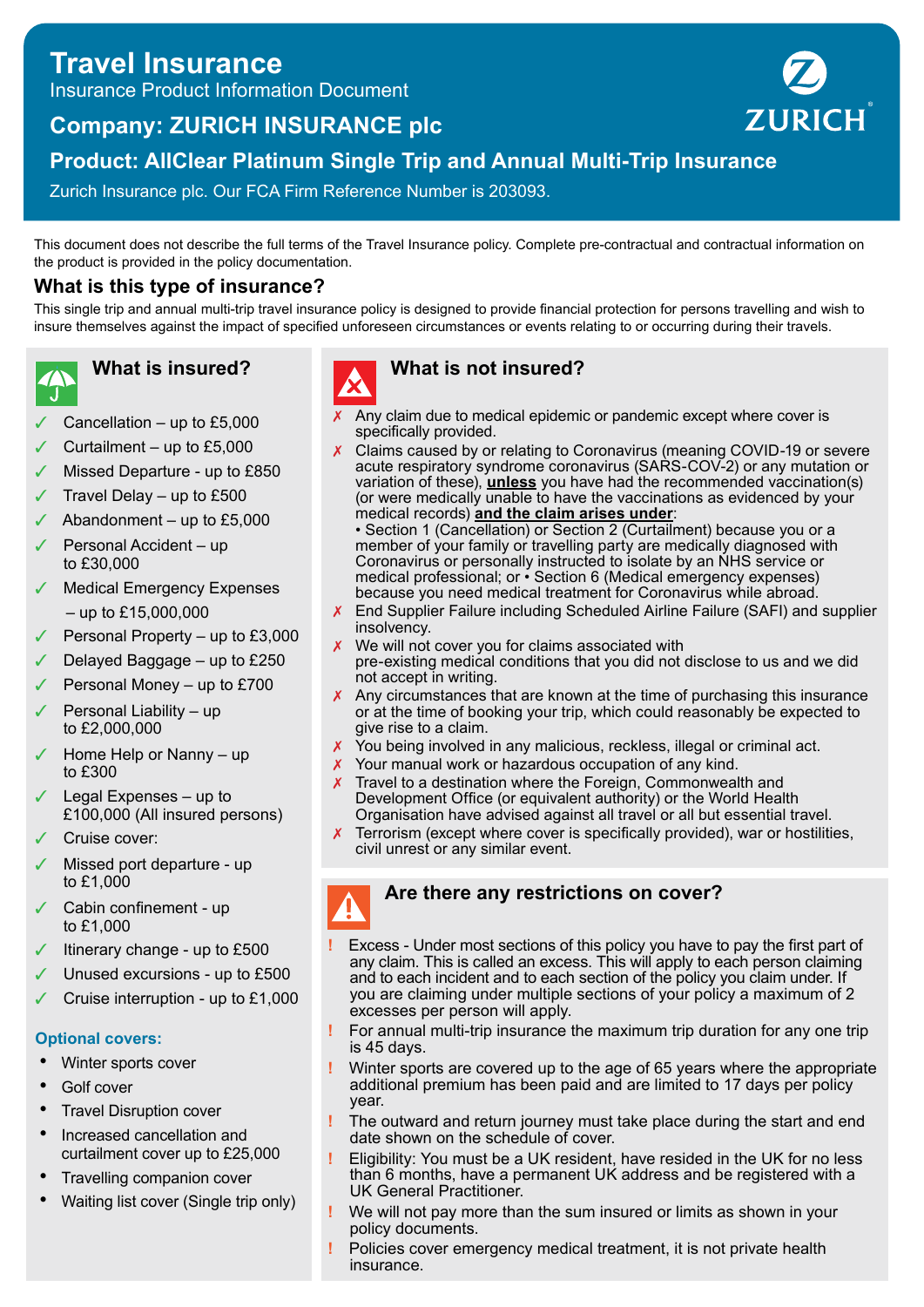# Travel Insurance

Insurance Product Information Document

## Company: ZURICH INSURANCE plc

## Product: AllClear Platinum Single Trip and Annual Multi-Trip Insurance

Zurich Insurance plc. Our FCA Firm Reference Number is 203093.

This document does not describe the full terms of the Travel Insurance policy. Complete pre-contractual and contractual information on the product is provided in the policy documentation.

## What is this type of insurance?

This single trip and annual multi-trip travel insurance policy is designed to provide financial protection for persons travelling and wish to insure themselves against the impact of specified unforeseen circumstances or events relating to or occurring during their travels.

### What is insured?

- ✓ Cancellation – up to £5,000
- ✓ Curtailment – up to £5,000
- ✓ Missed Departure - up to £850
- ✓ Travel Delay – up to £500
- ✓ Abandonment – up to £5,000
- ✓ Personal Accident – up to £30,000
- ✓ Medical Emergency Expenses – up to £15,000,000
- ✓ Personal Property – up to £3,000
- ✓ Delayed Baggage – up to £250
- ✓ Personal Money – up to £700
- ✓ Personal Liability – up to £2,000,000
- ✓ Home Help or Nanny – up to £300
- ✓ Legal Expenses – up to £100,000 (All insured persons)
- ✓ Cruise cover:
- ✓ Missed port departure - up to £1,000
- ✓ Cabin confinement - up to £1,000
- ✓ Itinerary change - up to £500
- ✓ Unused excursions - up to £500
- ✓ Cruise interruption - up to £1,000

**Optional covers:**

- Winter sports cover
- Golf cover
- Travel Disruption cover
- Increased cancellation and curtailment cover up to £25,000
- Travelling companion cover
- Waiting list cover (Single trip only)

### What is not insured?

- ✗ Any claim due to medical epidemic or pandemic except where cover is specifically provided.
- ✗ Claims caused by or relating to Coronavirus (meaning COVID-19 or severe acute respiratory syndrome coronavirus (SARS-COV-2) or any mutation or variation of these), **unless** you have had the recommended vaccination(s) (or were medically unable to have the vaccinations as evidenced by your medical records) **and the claim arises under**:
  • Section 1 (Cancellation) or Section 2 (Curtailment) because you or a member of your family or travelling party are medically diagnosed with Coronavirus or personally instructed to isolate by an NHS service or medical professional; or • Section 6 (Medical emergency expenses) because you need medical treatment for Coronavirus while abroad.
- ✗ End Supplier Failure including Scheduled Airline Failure (SAFI) and supplier insolvency.
- ✗ We will not cover you for claims associated with pre-existing medical conditions that you did not disclose to us and we did not accept in writing.
- ✗ Any circumstances that are known at the time of purchasing this insurance or at the time of booking your trip, which could reasonably be expected to give rise to a claim.
- ✗ You being involved in any malicious, reckless, illegal or criminal act.
- ✗ Your manual work or hazardous occupation of any kind.
- ✗ Travel to a destination where the Foreign, Commonwealth and Development Office (or equivalent authority) or the World Health Organisation have advised against all travel or all but essential travel.
- ✗ Terrorism (except where cover is specifically provided), war or hostilities, civil unrest or any similar event.

### Are there any restrictions on cover?

- ! Excess - Under most sections of this policy you have to pay the first part of any claim. This is called an excess. This will apply to each person claiming and to each incident and to each section of the policy you claim under. If you are claiming under multiple sections of your policy a maximum of 2 excesses per person will apply.
- ! For annual multi-trip insurance the maximum trip duration for any one trip is 45 days.
- ! Winter sports are covered up to the age of 65 years where the appropriate additional premium has been paid and are limited to 17 days per policy year.
- ! The outward and return journey must take place during the start and end date shown on the schedule of cover.
- ! Eligibility: You must be a UK resident, have resided in the UK for no less than 6 months, have a permanent UK address and be registered with a UK General Practitioner.
- ! We will not pay more than the sum insured or limits as shown in your policy documents.
- ! Policies cover emergency medical treatment, it is not private health insurance.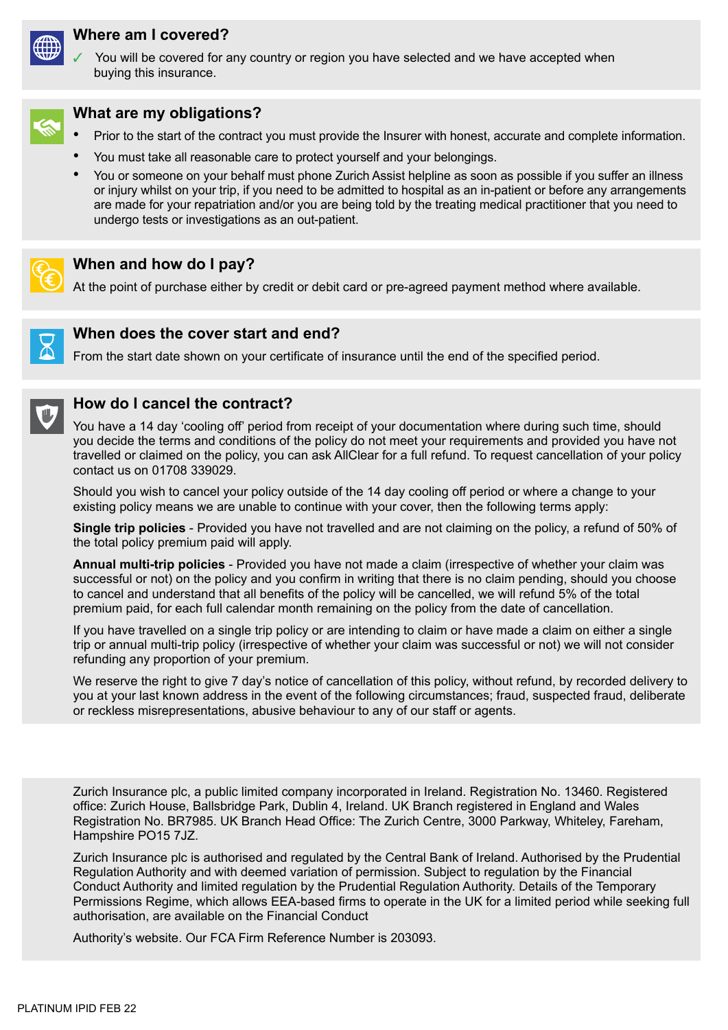## Where am I covered?

- ✓ You will be covered for any country or region you have selected and we have accepted when buying this insurance.

## What are my obligations?

- Prior to the start of the contract you must provide the Insurer with honest, accurate and complete information.
- You must take all reasonable care to protect yourself and your belongings.
- You or someone on your behalf must phone Zurich Assist helpline as soon as possible if you suffer an illness or injury whilst on your trip, if you need to be admitted to hospital as an in-patient or before any arrangements are made for your repatriation and/or you are being told by the treating medical practitioner that you need to undergo tests or investigations as an out-patient.

## When and how do I pay?

At the point of purchase either by credit or debit card or pre-agreed payment method where available.

## When does the cover start and end?

From the start date shown on your certificate of insurance until the end of the specified period.

## How do I cancel the contract?

You have a 14 day 'cooling off' period from receipt of your documentation where during such time, should you decide the terms and conditions of the policy do not meet your requirements and provided you have not travelled or claimed on the policy, you can ask AllClear for a full refund. To request cancellation of your policy contact us on 01708 339029.

Should you wish to cancel your policy outside of the 14 day cooling off period or where a change to your existing policy means we are unable to continue with your cover, then the following terms apply:

**Single trip policies** - Provided you have not travelled and are not claiming on the policy, a refund of 50% of the total policy premium paid will apply.

**Annual multi-trip policies** - Provided you have not made a claim (irrespective of whether your claim was successful or not) on the policy and you confirm in writing that there is no claim pending, should you choose to cancel and understand that all benefits of the policy will be cancelled, we will refund 5% of the total premium paid, for each full calendar month remaining on the policy from the date of cancellation.

If you have travelled on a single trip policy or are intending to claim or have made a claim on either a single trip or annual multi-trip policy (irrespective of whether your claim was successful or not) we will not consider refunding any proportion of your premium.

We reserve the right to give 7 day's notice of cancellation of this policy, without refund, by recorded delivery to you at your last known address in the event of the following circumstances; fraud, suspected fraud, deliberate or reckless misrepresentations, abusive behaviour to any of our staff or agents.

Zurich Insurance plc, a public limited company incorporated in Ireland. Registration No. 13460. Registered office: Zurich House, Ballsbridge Park, Dublin 4, Ireland. UK Branch registered in England and Wales Registration No. BR7985. UK Branch Head Office: The Zurich Centre, 3000 Parkway, Whiteley, Fareham, Hampshire PO15 7JZ.

Zurich Insurance plc is authorised and regulated by the Central Bank of Ireland. Authorised by the Prudential Regulation Authority and with deemed variation of permission. Subject to regulation by the Financial Conduct Authority and limited regulation by the Prudential Regulation Authority. Details of the Temporary Permissions Regime, which allows EEA-based firms to operate in the UK for a limited period while seeking full authorisation, are available on the Financial Conduct

Authority's website. Our FCA Firm Reference Number is 203093.

PLATINUM IPID FEB 22